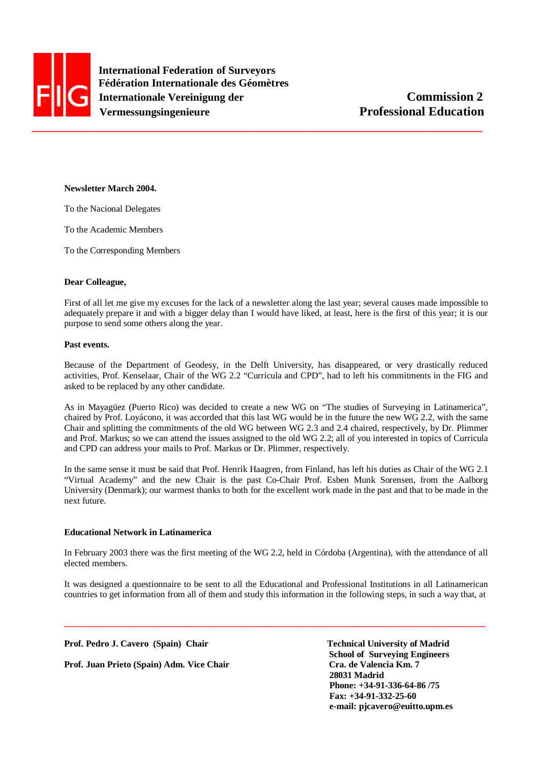**International Federation of Surveyors**
**Fédération Internationale des Géomètres**
**Internationale Vereinigung der Vermessungsingenieure**

**Commission 2**
**Professional Education**

**Newsletter March 2004.**

To the Nacional Delegates

To the Academic Members

To the Corresponding Members

**Dear Colleague,**

First of all let me give my excuses for the lack of a newsletter along the last year; several causes made impossible to adequately prepare it and with a bigger delay than I would have liked, at least, here is the first of this year; it is our purpose to send some others along the year.

**Past events.**

Because of the Department of Geodesy, in the Delft University, has disappeared, or very drastically reduced activities, Prof. Kenselaar, Chair of the WG 2.2 "Curricula and CPD", had to left his commitments in the FIG and asked to be replaced by any other candidate.

As in Mayagüez (Puerto Rico) was decided to create a new WG on "The studies of Surveying in Latinamerica", chaired by Prof. Loyácono, it was accorded that this last WG would be in the future the new WG 2.2, with the same Chair and splitting the commitments of the old WG between WG 2.3 and 2.4 chaired, respectively, by Dr. Plimmer and Prof. Markus; so we can attend the issues assigned to the old WG 2.2; all of you interested in topics of Curricula and CPD can address your mails to Prof. Markus or Dr. Plimmer, respectively.

In the same sense it must be said that Prof. Henrik Haagren, from Finland, has left his duties as Chair of the WG 2.1 "Virtual Academy" and the new Chair is the past Co-Chair Prof. Esben Munk Sorensen, from the Aalborg University (Denmark); our warmest thanks to both for the excellent work made in the past and that to be made in the next future.

**Educational Network in Latinamerica**

In February 2003 there was the first meeting of the WG 2.2, held in Córdoba (Argentina), with the attendance of all elected members.

It was designed a questionnaire to be sent to all the Educational and Professional Institutions in all Latinamerican countries to get information from all of them and study this information in the following steps, in such a way that, at

**Prof. Pedro J. Cavero (Spain) Chair**

**Prof. Juan Prieto (Spain) Adm. Vice Chair**

**Technical University of Madrid**
**School of Surveying Engineers**
**Cra. de Valencia Km. 7**
**28031 Madrid**
**Phone: +34-91-336-64-86 /75**
**Fax: +34-91-332-25-60**
**e-mail: pjcavero@euitto.upm.es**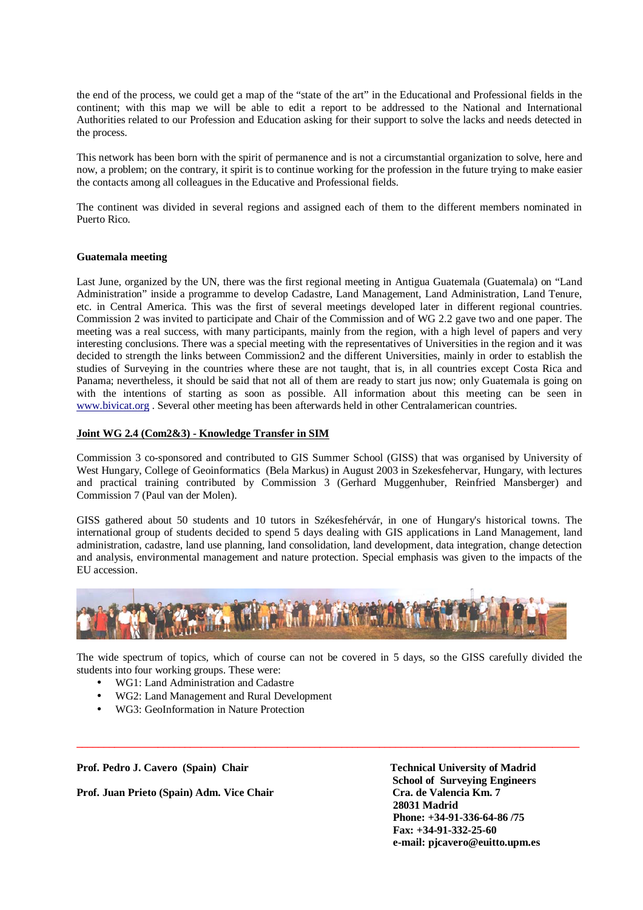the end of the process, we could get a map of the "state of the art" in the Educational and Professional fields in the continent; with this map we will be able to edit a report to be addressed to the National and International Authorities related to our Profession and Education asking for their support to solve the lacks and needs detected in the process.

This network has been born with the spirit of permanence and is not a circumstantial organization to solve, here and now, a problem; on the contrary, it spirit is to continue working for the profession in the future trying to make easier the contacts among all colleagues in the Educative and Professional fields.

The continent was divided in several regions and assigned each of them to the different members nominated in Puerto Rico.

**Guatemala meeting**

Last June, organized by the UN, there was the first regional meeting in Antigua Guatemala (Guatemala) on "Land Administration" inside a programme to develop Cadastre, Land Management, Land Administration, Land Tenure, etc. in Central America. This was the first of several meetings developed later in different regional countries. Commission 2 was invited to participate and Chair of the Commission and of WG 2.2 gave two and one paper. The meeting was a real success, with many participants, mainly from the region, with a high level of papers and very interesting conclusions. There was a special meeting with the representatives of Universities in the region and it was decided to strength the links between Commission2 and the different Universities, mainly in order to establish the studies of Surveying in the countries where these are not taught, that is, in all countries except Costa Rica and Panama; nevertheless, it should be said that not all of them are ready to start jus now; only Guatemala is going on with the intentions of starting as soon as possible. All information about this meeting can be seen in www.bivicat.org . Several other meeting has been afterwards held in other Centralamerican countries.

**Joint WG 2.4 (Com2&3) - Knowledge Transfer in SIM**

Commission 3 co-sponsored and contributed to GIS Summer School (GISS) that was organised by University of West Hungary, College of Geoinformatics (Bela Markus) in August 2003 in Szekesfehervar, Hungary, with lectures and practical training contributed by Commission 3 (Gerhard Muggenhuber, Reinfried Mansberger) and Commission 7 (Paul van der Molen).

GISS gathered about 50 students and 10 tutors in Székesfehérvár, in one of Hungary's historical towns. The international group of students decided to spend 5 days dealing with GIS applications in Land Management, land administration, cadastre, land use planning, land consolidation, land development, data integration, change detection and analysis, environmental management and nature protection. Special emphasis was given to the impacts of the EU accession.

The wide spectrum of topics, which of course can not be covered in 5 days, so the GISS carefully divided the students into four working groups. These were:

- WG1: Land Administration and Cadastre
- WG2: Land Management and Rural Development
- WG3: GeoInformation in Nature Protection

**Prof. Pedro J. Cavero (Spain) Chair**

**Prof. Juan Prieto (Spain) Adm. Vice Chair**

**Technical University of Madrid**
**School of Surveying Engineers**
**Cra. de Valencia Km. 7**
**28031 Madrid**
**Phone: +34-91-336-64-86 /75**
**Fax: +34-91-332-25-60**
**e-mail: pjcavero@euitto.upm.es**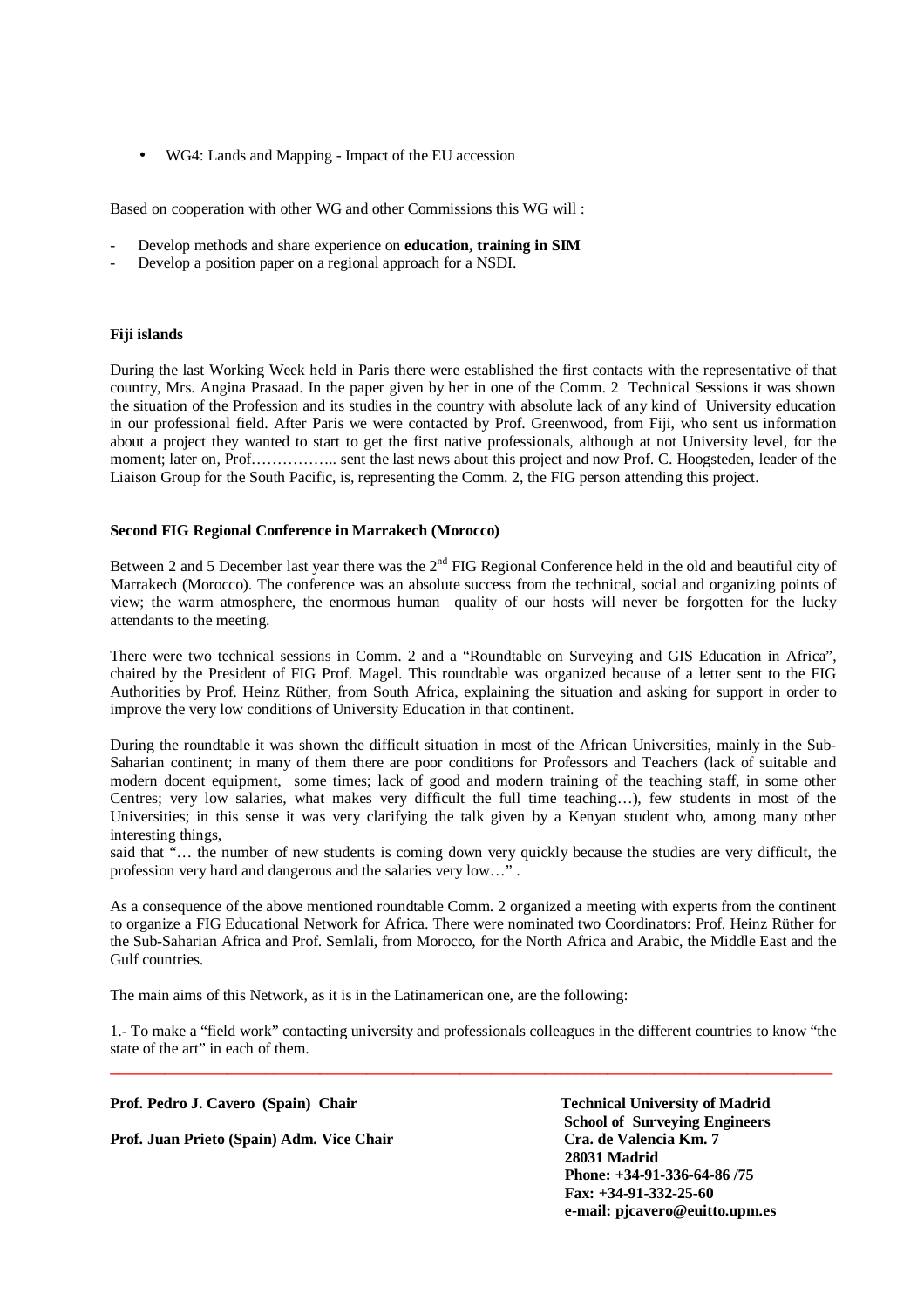- WG4: Lands and Mapping - Impact of the EU accession

Based on cooperation with other WG and other Commissions this WG will :

- Develop methods and share experience on **education, training in SIM**
- Develop a position paper on a regional approach for a NSDI.

**Fiji islands**

During the last Working Week held in Paris there were established the first contacts with the representative of that country, Mrs. Angina Prasaad. In the paper given by her in one of the Comm. 2 Technical Sessions it was shown the situation of the Profession and its studies in the country with absolute lack of any kind of University education in our professional field. After Paris we were contacted by Prof. Greenwood, from Fiji, who sent us information about a project they wanted to start to get the first native professionals, although at not University level, for the moment; later on, Prof…………….. sent the last news about this project and now Prof. C. Hoogsteden, leader of the Liaison Group for the South Pacific, is, representing the Comm. 2, the FIG person attending this project.

**Second FIG Regional Conference in Marrakech (Morocco)**

Between 2 and 5 December last year there was the 2nd FIG Regional Conference held in the old and beautiful city of Marrakech (Morocco). The conference was an absolute success from the technical, social and organizing points of view; the warm atmosphere, the enormous human quality of our hosts will never be forgotten for the lucky attendants to the meeting.

There were two technical sessions in Comm. 2 and a "Roundtable on Surveying and GIS Education in Africa", chaired by the President of FIG Prof. Magel. This roundtable was organized because of a letter sent to the FIG Authorities by Prof. Heinz Rüther, from South Africa, explaining the situation and asking for support in order to improve the very low conditions of University Education in that continent.

During the roundtable it was shown the difficult situation in most of the African Universities, mainly in the Sub-Saharian continent; in many of them there are poor conditions for Professors and Teachers (lack of suitable and modern docent equipment, some times; lack of good and modern training of the teaching staff, in some other Centres; very low salaries, what makes very difficult the full time teaching…), few students in most of the Universities; in this sense it was very clarifying the talk given by a Kenyan student who, among many other interesting things,
said that "… the number of new students is coming down very quickly because the studies are very difficult, the profession very hard and dangerous and the salaries very low…" .

As a consequence of the above mentioned roundtable Comm. 2 organized a meeting with experts from the continent to organize a FIG Educational Network for Africa. There were nominated two Coordinators: Prof. Heinz Rüther for the Sub-Saharian Africa and Prof. Semlali, from Morocco, for the North Africa and Arabic, the Middle East and the Gulf countries.

The main aims of this Network, as it is in the Latinamerican one, are the following:

1.- To make a "field work" contacting university and professionals colleagues in the different countries to know "the state of the art" in each of them.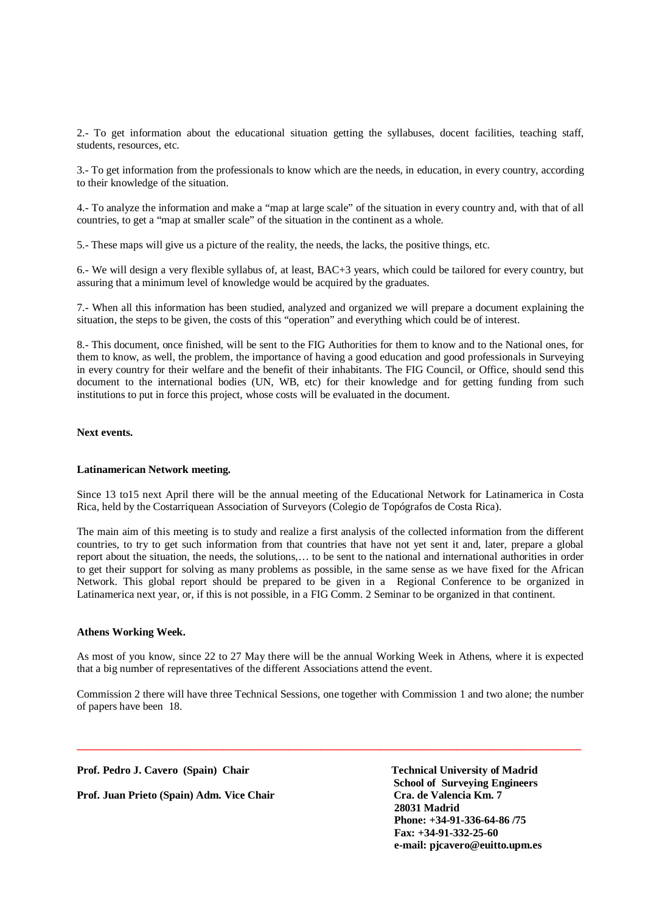2.- To get information about the educational situation getting the syllabuses, docent facilities, teaching staff, students, resources, etc.

3.- To get information from the professionals to know which are the needs, in education, in every country, according to their knowledge of the situation.

4.- To analyze the information and make a "map at large scale" of the situation in every country and, with that of all countries, to get a "map at smaller scale" of the situation in the continent as a whole.

5.- These maps will give us a picture of the reality, the needs, the lacks, the positive things, etc.

6.- We will design a very flexible syllabus of, at least, BAC+3 years, which could be tailored for every country, but assuring that a minimum level of knowledge would be acquired by the graduates.

7.- When all this information has been studied, analyzed and organized we will prepare a document explaining the situation, the steps to be given, the costs of this "operation" and everything which could be of interest.

8.- This document, once finished, will be sent to the FIG Authorities for them to know and to the National ones, for them to know, as well, the problem, the importance of having a good education and good professionals in Surveying in every country for their welfare and the benefit of their inhabitants. The FIG Council, or Office, should send this document to the international bodies (UN, WB, etc) for their knowledge and for getting funding from such institutions to put in force this project, whose costs will be evaluated in the document.

**Next events.**

**Latinamerican Network meeting.**

Since 13 to15 next April there will be the annual meeting of the Educational Network for Latinamerica in Costa Rica, held by the Costarriquean Association of Surveyors (Colegio de Topógrafos de Costa Rica).

The main aim of this meeting is to study and realize a first analysis of the collected information from the different countries, to try to get such information from that countries that have not yet sent it and, later, prepare a global report about the situation, the needs, the solutions,… to be sent to the national and international authorities in order to get their support for solving as many problems as possible, in the same sense as we have fixed for the African Network. This global report should be prepared to be given in a Regional Conference to be organized in Latinamerica next year, or, if this is not possible, in a FIG Comm. 2 Seminar to be organized in that continent.

**Athens Working Week.**

As most of you know, since 22 to 27 May there will be the annual Working Week in Athens, where it is expected that a big number of representatives of the different Associations attend the event.

Commission 2 there will have three Technical Sessions, one together with Commission 1 and two alone; the number of papers have been 18.

---

**Prof. Pedro J. Cavero (Spain) Chair**

**Prof. Juan Prieto (Spain) Adm. Vice Chair**

**Technical University of Madrid**
**School of Surveying Engineers**
**Cra. de Valencia Km. 7**
**28031 Madrid**
**Phone: +34-91-336-64-86 /75**
**Fax: +34-91-332-25-60**
**e-mail: pjcavero@euitto.upm.es**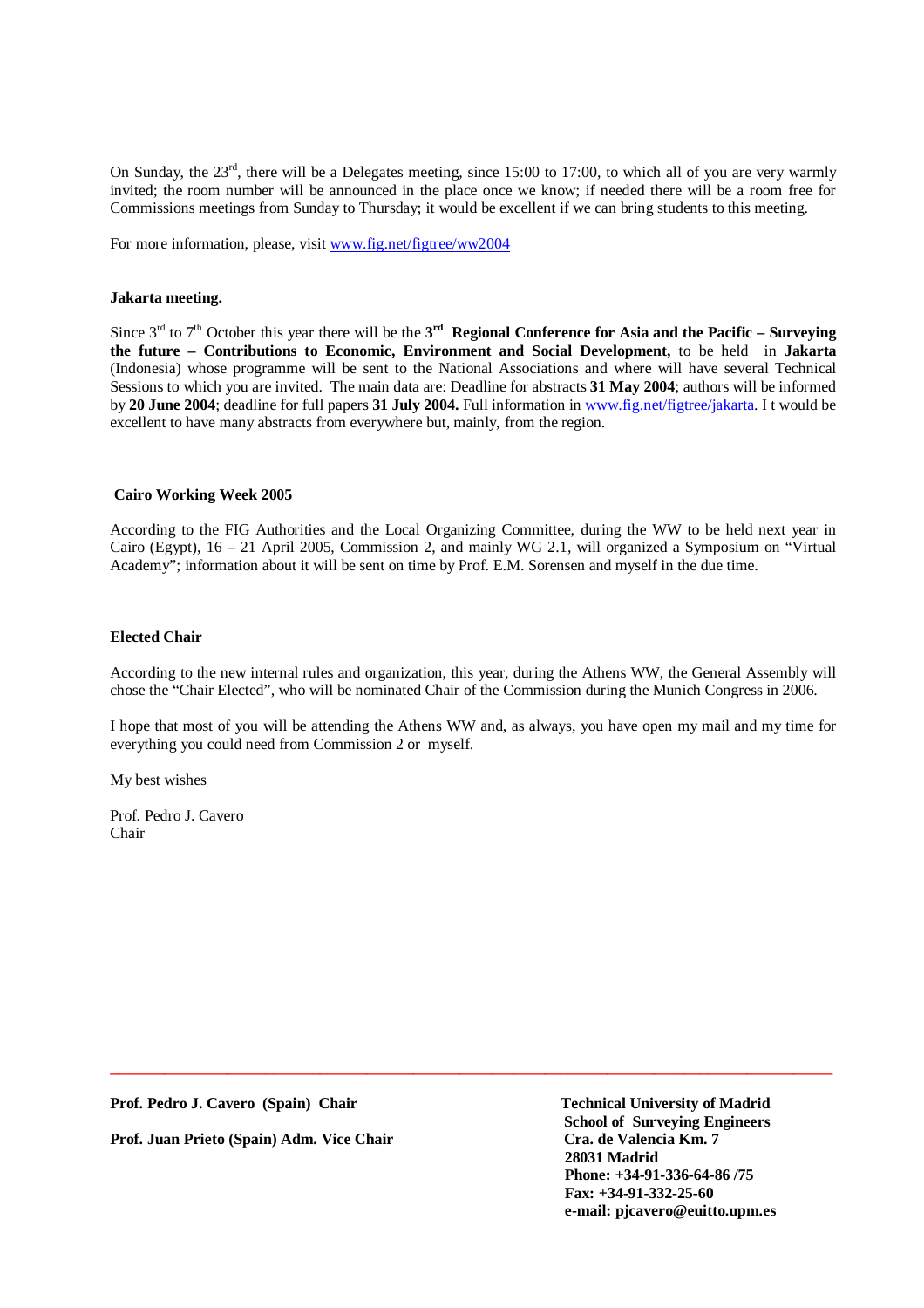On Sunday, the 23rd, there will be a Delegates meeting, since 15:00 to 17:00, to which all of you are very warmly invited; the room number will be announced in the place once we know; if needed there will be a room free for Commissions meetings from Sunday to Thursday; it would be excellent if we can bring students to this meeting.

For more information, please, visit www.fig.net/figtree/ww2004

**Jakarta meeting.**

Since 3rd to 7th October this year there will be the **3rd Regional Conference for Asia and the Pacific – Surveying the future – Contributions to Economic, Environment and Social Development,** to be held in **Jakarta** (Indonesia) whose programme will be sent to the National Associations and where will have several Technical Sessions to which you are invited. The main data are: Deadline for abstracts **31 May 2004**; authors will be informed by **20 June 2004**; deadline for full papers **31 July 2004.** Full information in www.fig.net/figtree/jakarta. I t would be excellent to have many abstracts from everywhere but, mainly, from the region.

**Cairo Working Week 2005**

According to the FIG Authorities and the Local Organizing Committee, during the WW to be held next year in Cairo (Egypt), 16 – 21 April 2005, Commission 2, and mainly WG 2.1, will organized a Symposium on "Virtual Academy"; information about it will be sent on time by Prof. E.M. Sorensen and myself in the due time.

**Elected Chair**

According to the new internal rules and organization, this year, during the Athens WW, the General Assembly will chose the "Chair Elected", who will be nominated Chair of the Commission during the Munich Congress in 2006.

I hope that most of you will be attending the Athens WW and, as always, you have open my mail and my time for everything you could need from Commission 2 or myself.

My best wishes

Prof. Pedro J. Cavero
Chair

---

**Prof. Pedro J. Cavero (Spain) Chair**

**Prof. Juan Prieto (Spain) Adm. Vice Chair**

**Technical University of Madrid**
**School of Surveying Engineers**
**Cra. de Valencia Km. 7**
**28031 Madrid**
**Phone: +34-91-336-64-86 /75**
**Fax: +34-91-332-25-60**
**e-mail: pjcavero@euitto.upm.es**